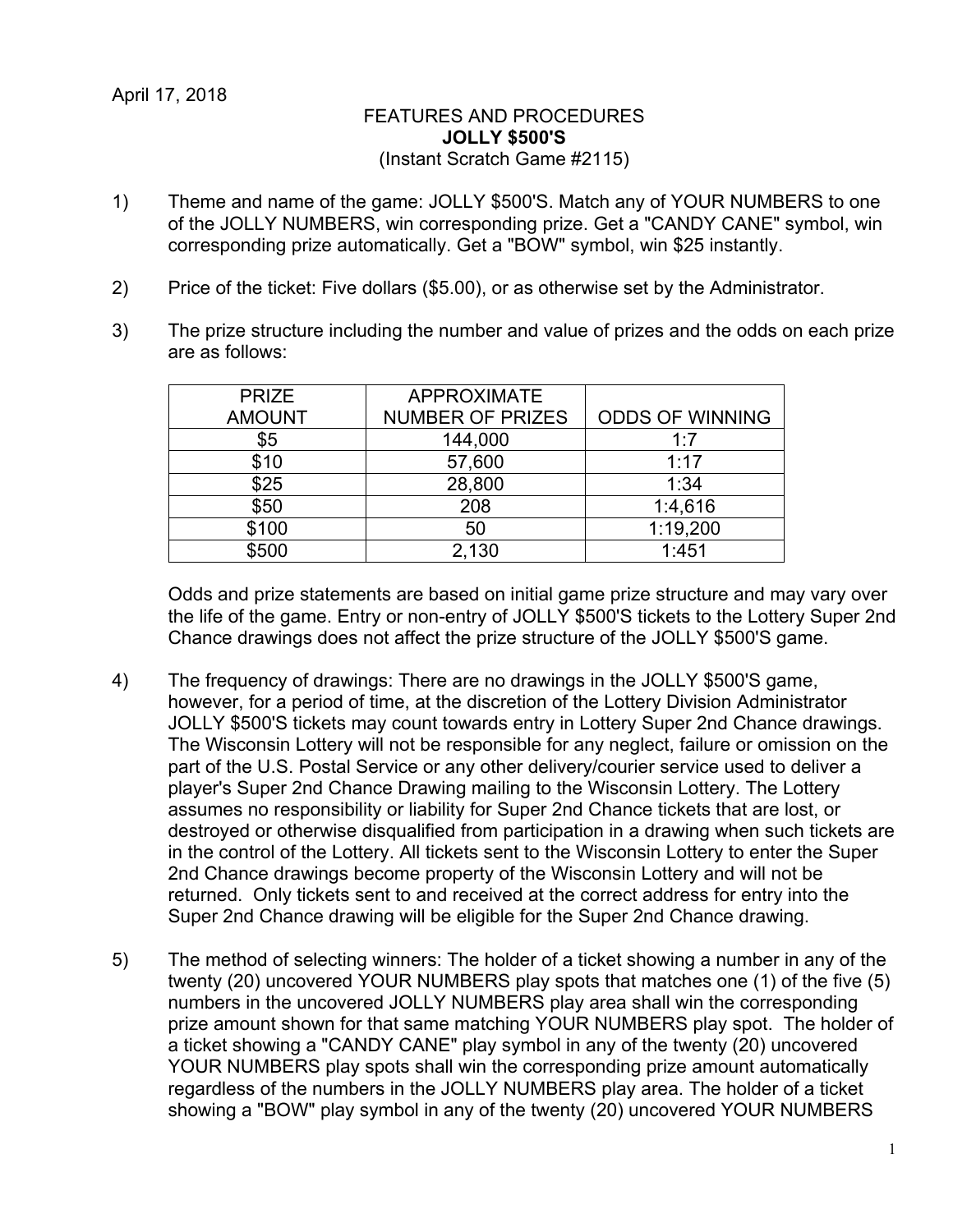April 17, 2018

FEATURES AND PROCEDURES

**JOLLY $500'S**

(Instant Scratch Game #2115)

1) Theme and name of the game: JOLLY $500'S. Match any of YOUR NUMBERS to one of the JOLLY NUMBERS, win corresponding prize. Get a "CANDY CANE" symbol, win corresponding prize automatically. Get a "BOW" symbol, win $25 instantly.

2) Price of the ticket: Five dollars ($5.00), or as otherwise set by the Administrator.

3) The prize structure including the number and value of prizes and the odds on each prize are as follows:

| PRIZE AMOUNT | APPROXIMATE NUMBER OF PRIZES | ODDS OF WINNING |
|---|---|---|
| $5 | 144,000 | 1:7 |
| $10 | 57,600 | 1:17 |
| $25 | 28,800 | 1:34 |
| $50 | 208 | 1:4,616 |
| $100 | 50 | 1:19,200 |
| $500 | 2,130 | 1:451 |

Odds and prize statements are based on initial game prize structure and may vary over the life of the game. Entry or non-entry of JOLLY $500'S tickets to the Lottery Super 2nd Chance drawings does not affect the prize structure of the JOLLY $500'S game.

4) The frequency of drawings: There are no drawings in the JOLLY $500'S game, however, for a period of time, at the discretion of the Lottery Division Administrator JOLLY $500'S tickets may count towards entry in Lottery Super 2nd Chance drawings. The Wisconsin Lottery will not be responsible for any neglect, failure or omission on the part of the U.S. Postal Service or any other delivery/courier service used to deliver a player's Super 2nd Chance Drawing mailing to the Wisconsin Lottery. The Lottery assumes no responsibility or liability for Super 2nd Chance tickets that are lost, or destroyed or otherwise disqualified from participation in a drawing when such tickets are in the control of the Lottery. All tickets sent to the Wisconsin Lottery to enter the Super 2nd Chance drawings become property of the Wisconsin Lottery and will not be returned. Only tickets sent to and received at the correct address for entry into the Super 2nd Chance drawing will be eligible for the Super 2nd Chance drawing.

5) The method of selecting winners: The holder of a ticket showing a number in any of the twenty (20) uncovered YOUR NUMBERS play spots that matches one (1) of the five (5) numbers in the uncovered JOLLY NUMBERS play area shall win the corresponding prize amount shown for that same matching YOUR NUMBERS play spot. The holder of a ticket showing a "CANDY CANE" play symbol in any of the twenty (20) uncovered YOUR NUMBERS play spots shall win the corresponding prize amount automatically regardless of the numbers in the JOLLY NUMBERS play area. The holder of a ticket showing a "BOW" play symbol in any of the twenty (20) uncovered YOUR NUMBERS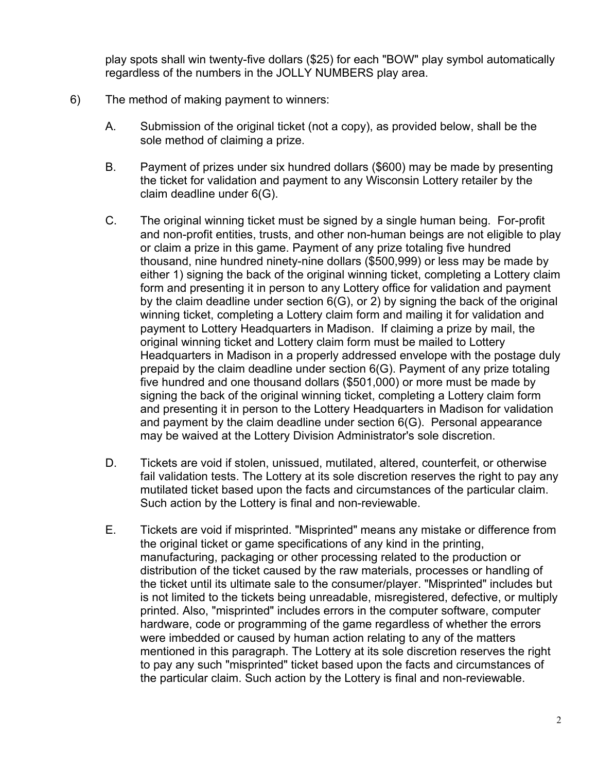play spots shall win twenty-five dollars ($25) for each "BOW" play symbol automatically regardless of the numbers in the JOLLY NUMBERS play area.

6) The method of making payment to winners:

   A. Submission of the original ticket (not a copy), as provided below, shall be the sole method of claiming a prize.

   B. Payment of prizes under six hundred dollars ($600) may be made by presenting the ticket for validation and payment to any Wisconsin Lottery retailer by the claim deadline under 6(G).

   C. The original winning ticket must be signed by a single human being. For-profit and non-profit entities, trusts, and other non-human beings are not eligible to play or claim a prize in this game. Payment of any prize totaling five hundred thousand, nine hundred ninety-nine dollars ($500,999) or less may be made by either 1) signing the back of the original winning ticket, completing a Lottery claim form and presenting it in person to any Lottery office for validation and payment by the claim deadline under section 6(G), or 2) by signing the back of the original winning ticket, completing a Lottery claim form and mailing it for validation and payment to Lottery Headquarters in Madison. If claiming a prize by mail, the original winning ticket and Lottery claim form must be mailed to Lottery Headquarters in Madison in a properly addressed envelope with the postage duly prepaid by the claim deadline under section 6(G). Payment of any prize totaling five hundred and one thousand dollars ($501,000) or more must be made by signing the back of the original winning ticket, completing a Lottery claim form and presenting it in person to the Lottery Headquarters in Madison for validation and payment by the claim deadline under section 6(G). Personal appearance may be waived at the Lottery Division Administrator's sole discretion.

   D. Tickets are void if stolen, unissued, mutilated, altered, counterfeit, or otherwise fail validation tests. The Lottery at its sole discretion reserves the right to pay any mutilated ticket based upon the facts and circumstances of the particular claim. Such action by the Lottery is final and non-reviewable.

   E. Tickets are void if misprinted. "Misprinted" means any mistake or difference from the original ticket or game specifications of any kind in the printing, manufacturing, packaging or other processing related to the production or distribution of the ticket caused by the raw materials, processes or handling of the ticket until its ultimate sale to the consumer/player. "Misprinted" includes but is not limited to the tickets being unreadable, misregistered, defective, or multiply printed. Also, "misprinted" includes errors in the computer software, computer hardware, code or programming of the game regardless of whether the errors were imbedded or caused by human action relating to any of the matters mentioned in this paragraph. The Lottery at its sole discretion reserves the right to pay any such "misprinted" ticket based upon the facts and circumstances of the particular claim. Such action by the Lottery is final and non-reviewable.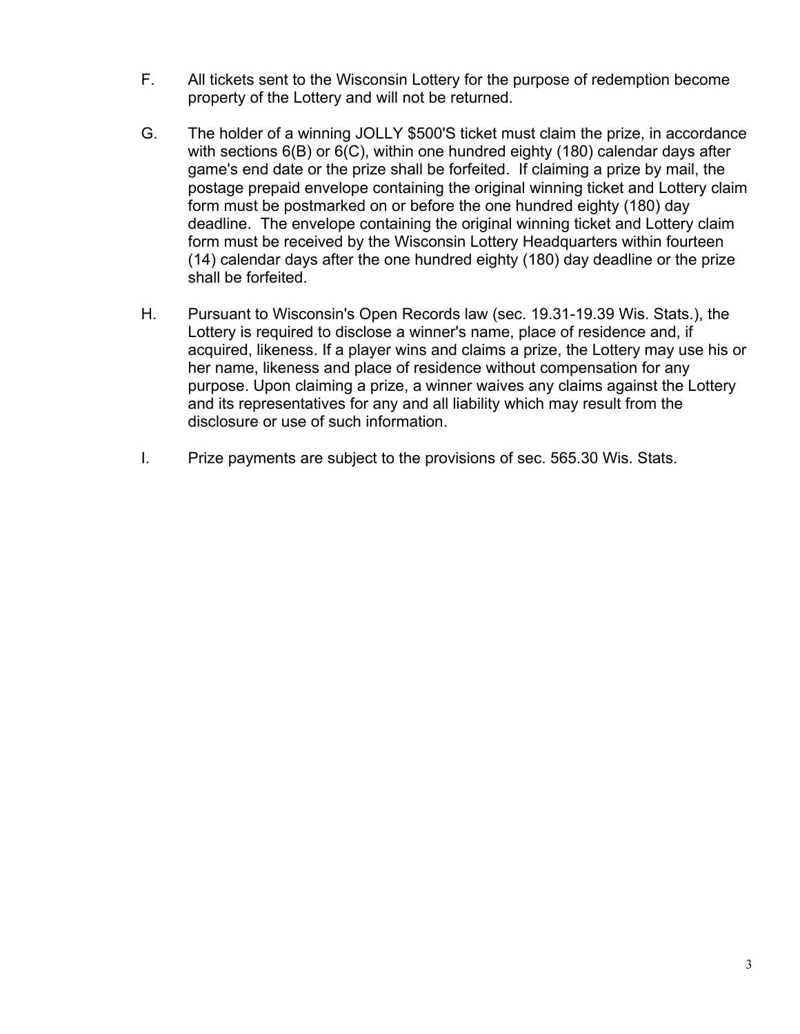F. All tickets sent to the Wisconsin Lottery for the purpose of redemption become property of the Lottery and will not be returned.

G. The holder of a winning JOLLY $500'S ticket must claim the prize, in accordance with sections 6(B) or 6(C), within one hundred eighty (180) calendar days after game's end date or the prize shall be forfeited. If claiming a prize by mail, the postage prepaid envelope containing the original winning ticket and Lottery claim form must be postmarked on or before the one hundred eighty (180) day deadline. The envelope containing the original winning ticket and Lottery claim form must be received by the Wisconsin Lottery Headquarters within fourteen (14) calendar days after the one hundred eighty (180) day deadline or the prize shall be forfeited.

H. Pursuant to Wisconsin's Open Records law (sec. 19.31-19.39 Wis. Stats.), the Lottery is required to disclose a winner's name, place of residence and, if acquired, likeness. If a player wins and claims a prize, the Lottery may use his or her name, likeness and place of residence without compensation for any purpose. Upon claiming a prize, a winner waives any claims against the Lottery and its representatives for any and all liability which may result from the disclosure or use of such information.

I. Prize payments are subject to the provisions of sec. 565.30 Wis. Stats.